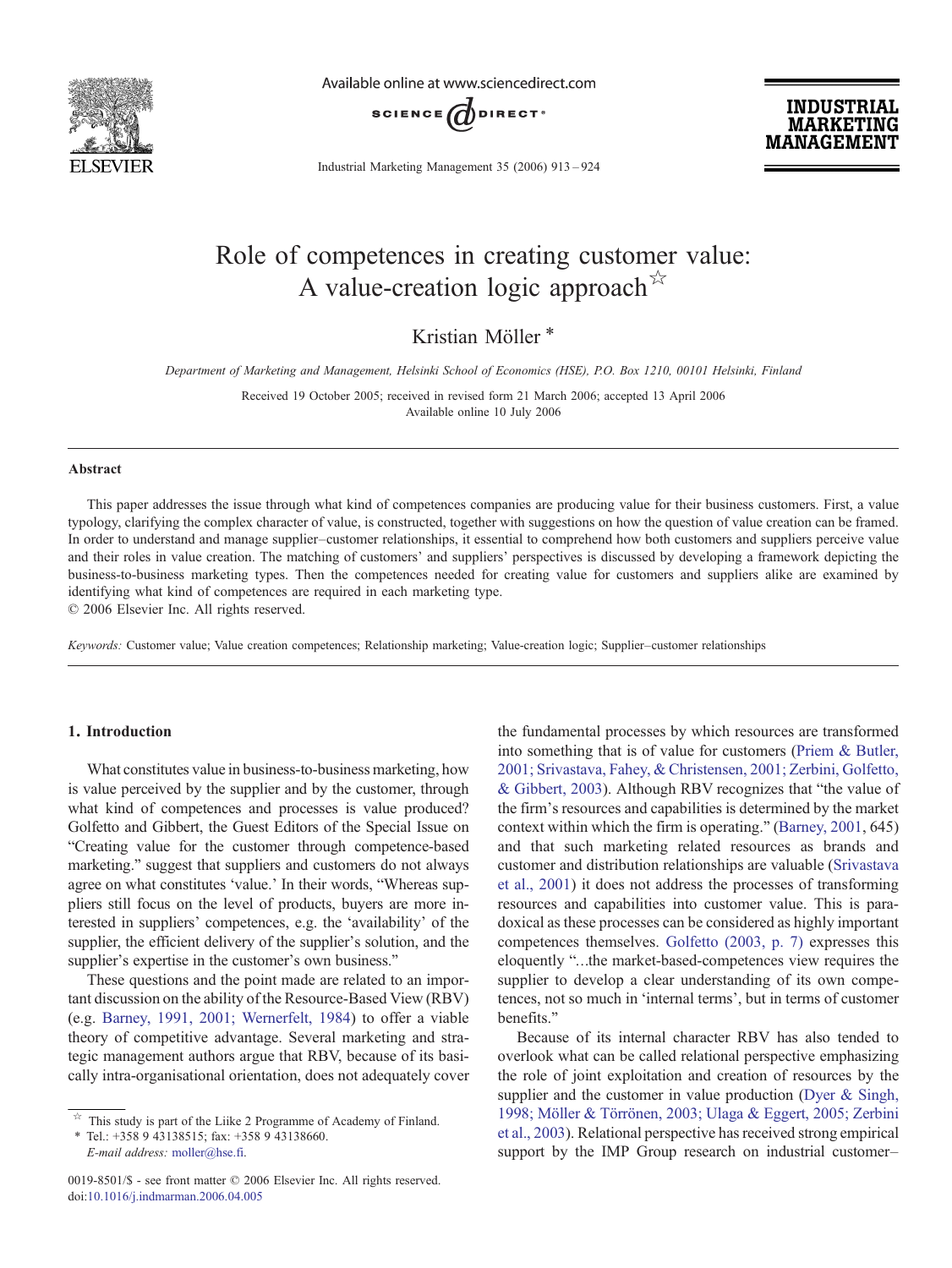# Role of competences in creating customer value: A value-creation logic approach☆

Kristian Möller *

*Department of Marketing and Management, Helsinki School of Economics (HSE), P.O. Box 1210, 00101 Helsinki, Finland*

Received 19 October 2005; received in revised form 21 March 2006; accepted 13 April 2006
Available online 10 July 2006

## Abstract

This paper addresses the issue through what kind of competences companies are producing value for their business customers. First, a value typology, clarifying the complex character of value, is constructed, together with suggestions on how the question of value creation can be framed. In order to understand and manage supplier–customer relationships, it essential to comprehend how both customers and suppliers perceive value and their roles in value creation. The matching of customers' and suppliers' perspectives is discussed by developing a framework depicting the business-to-business marketing types. Then the competences needed for creating value for customers and suppliers alike are examined by identifying what kind of competences are required in each marketing type.
© 2006 Elsevier Inc. All rights reserved.

*Keywords:* Customer value; Value creation competences; Relationship marketing; Value-creation logic; Supplier–customer relationships

## 1. Introduction

What constitutes value in business-to-business marketing, how is value perceived by the supplier and by the customer, through what kind of competences and processes is value produced? Golfetto and Gibbert, the Guest Editors of the Special Issue on "Creating value for the customer through competence-based marketing." suggest that suppliers and customers do not always agree on what constitutes 'value.' In their words, "Whereas suppliers still focus on the level of products, buyers are more interested in suppliers' competences, e.g. the 'availability' of the supplier, the efficient delivery of the supplier's solution, and the supplier's expertise in the customer's own business."

These questions and the point made are related to an important discussion on the ability of the Resource-Based View (RBV) (e.g. Barney, 1991, 2001; Wernerfelt, 1984) to offer a viable theory of competitive advantage. Several marketing and strategic management authors argue that RBV, because of its basically intra-organisational orientation, does not adequately cover the fundamental processes by which resources are transformed into something that is of value for customers (Priem & Butler, 2001; Srivastava, Fahey, & Christensen, 2001; Zerbini, Golfetto, & Gibbert, 2003). Although RBV recognizes that "the value of the firm's resources and capabilities is determined by the market context within which the firm is operating." (Barney, 2001, 645) and that such marketing related resources as brands and customer and distribution relationships are valuable (Srivastava et al., 2001) it does not address the processes of transforming resources and capabilities into customer value. This is paradoxical as these processes can be considered as highly important competences themselves. Golfetto (2003, p. 7) expresses this eloquently "...the market-based-competences view requires the supplier to develop a clear understanding of its own competences, not so much in 'internal terms', but in terms of customer benefits."

Because of its internal character RBV has also tended to overlook what can be called relational perspective emphasizing the role of joint exploitation and creation of resources by the supplier and the customer in value production (Dyer & Singh, 1998; Möller & Törrönen, 2003; Ulaga & Eggert, 2005; Zerbini et al., 2003). Relational perspective has received strong empirical support by the IMP Group research on industrial customer–

☆ This study is part of the Liike 2 Programme of Academy of Finland.
\* Tel.: +358 9 43138515; fax: +358 9 43138660.
*E-mail address:* moller@hse.fi.

0019-8501/$ - see front matter © 2006 Elsevier Inc. All rights reserved.
doi:10.1016/j.indmarman.2006.04.005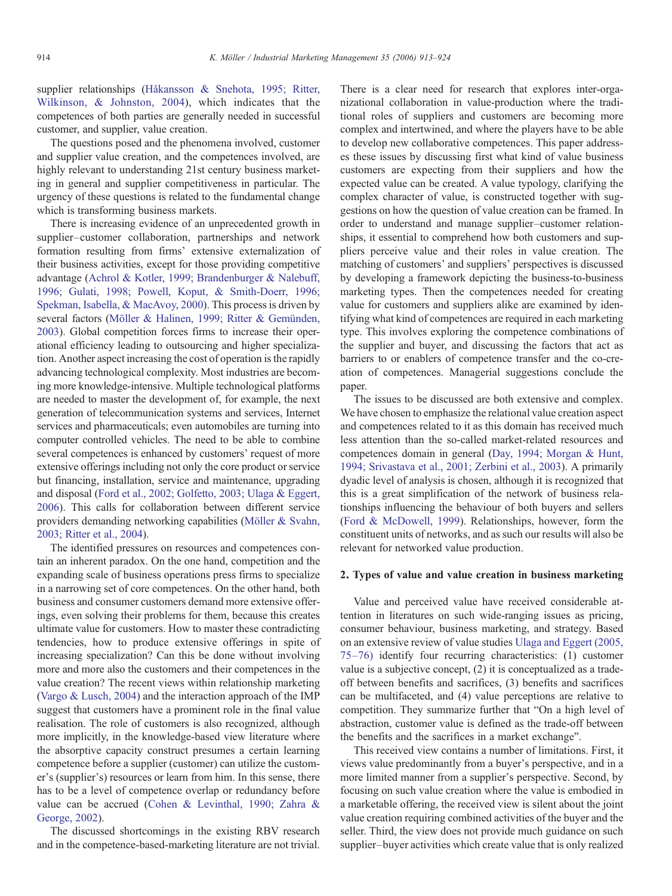supplier relationships (Håkansson & Snehota, 1995; Ritter, Wilkinson, & Johnston, 2004), which indicates that the competences of both parties are generally needed in successful customer, and supplier, value creation.

The questions posed and the phenomena involved, customer and supplier value creation, and the competences involved, are highly relevant to understanding 21st century business marketing in general and supplier competitiveness in particular. The urgency of these questions is related to the fundamental change which is transforming business markets.

There is increasing evidence of an unprecedented growth in supplier–customer collaboration, partnerships and network formation resulting from firms' extensive externalization of their business activities, except for those providing competitive advantage (Achrol & Kotler, 1999; Brandenburger & Nalebuff, 1996; Gulati, 1998; Powell, Koput, & Smith-Doerr, 1996; Spekman, Isabella, & MacAvoy, 2000). This process is driven by several factors (Möller & Halinen, 1999; Ritter & Gemünden, 2003). Global competition forces firms to increase their operational efficiency leading to outsourcing and higher specialization. Another aspect increasing the cost of operation is the rapidly advancing technological complexity. Most industries are becoming more knowledge-intensive. Multiple technological platforms are needed to master the development of, for example, the next generation of telecommunication systems and services, Internet services and pharmaceuticals; even automobiles are turning into computer controlled vehicles. The need to be able to combine several competences is enhanced by customers' request of more extensive offerings including not only the core product or service but financing, installation, service and maintenance, upgrading and disposal (Ford et al., 2002; Golfetto, 2003; Ulaga & Eggert, 2006). This calls for collaboration between different service providers demanding networking capabilities (Möller & Svahn, 2003; Ritter et al., 2004).

The identified pressures on resources and competences contain an inherent paradox. On the one hand, competition and the expanding scale of business operations press firms to specialize in a narrowing set of core competences. On the other hand, both business and consumer customers demand more extensive offerings, even solving their problems for them, because this creates ultimate value for customers. How to master these contradicting tendencies, how to produce extensive offerings in spite of increasing specialization? Can this be done without involving more and more also the customers and their competences in the value creation? The recent views within relationship marketing (Vargo & Lusch, 2004) and the interaction approach of the IMP suggest that customers have a prominent role in the final value realisation. The role of customers is also recognized, although more implicitly, in the knowledge-based view literature where the absorptive capacity construct presumes a certain learning competence before a supplier (customer) can utilize the customer's (supplier's) resources or learn from him. In this sense, there has to be a level of competence overlap or redundancy before value can be accrued (Cohen & Levinthal, 1990; Zahra & George, 2002).

The discussed shortcomings in the existing RBV research and in the competence-based-marketing literature are not trivial. There is a clear need for research that explores inter-organizational collaboration in value-production where the traditional roles of suppliers and customers are becoming more complex and intertwined, and where the players have to be able to develop new collaborative competences. This paper addresses these issues by discussing first what kind of value business customers are expecting from their suppliers and how the expected value can be created. A value typology, clarifying the complex character of value, is constructed together with suggestions on how the question of value creation can be framed. In order to understand and manage supplier–customer relationships, it essential to comprehend how both customers and suppliers perceive value and their roles in value creation. The matching of customers' and suppliers' perspectives is discussed by developing a framework depicting the business-to-business marketing types. Then the competences needed for creating value for customers and suppliers alike are examined by identifying what kind of competences are required in each marketing type. This involves exploring the competence combinations of the supplier and buyer, and discussing the factors that act as barriers to or enablers of competence transfer and the co-creation of competences. Managerial suggestions conclude the paper.

The issues to be discussed are both extensive and complex. We have chosen to emphasize the relational value creation aspect and competences related to it as this domain has received much less attention than the so-called market-related resources and competences domain in general (Day, 1994; Morgan & Hunt, 1994; Srivastava et al., 2001; Zerbini et al., 2003). A primarily dyadic level of analysis is chosen, although it is recognized that this is a great simplification of the network of business relationships influencing the behaviour of both buyers and sellers (Ford & McDowell, 1999). Relationships, however, form the constituent units of networks, and as such our results will also be relevant for networked value production.

## 2. Types of value and value creation in business marketing

Value and perceived value have received considerable attention in literatures on such wide-ranging issues as pricing, consumer behaviour, business marketing, and strategy. Based on an extensive review of value studies Ulaga and Eggert (2005, 75–76) identify four recurring characteristics: (1) customer value is a subjective concept, (2) it is conceptualized as a trade-off between benefits and sacrifices, (3) benefits and sacrifices can be multifaceted, and (4) value perceptions are relative to competition. They summarize further that "On a high level of abstraction, customer value is defined as the trade-off between the benefits and the sacrifices in a market exchange".

This received view contains a number of limitations. First, it views value predominantly from a buyer's perspective, and in a more limited manner from a supplier's perspective. Second, by focusing on such value creation where the value is embodied in a marketable offering, the received view is silent about the joint value creation requiring combined activities of the buyer and the seller. Third, the view does not provide much guidance on such supplier–buyer activities which create value that is only realized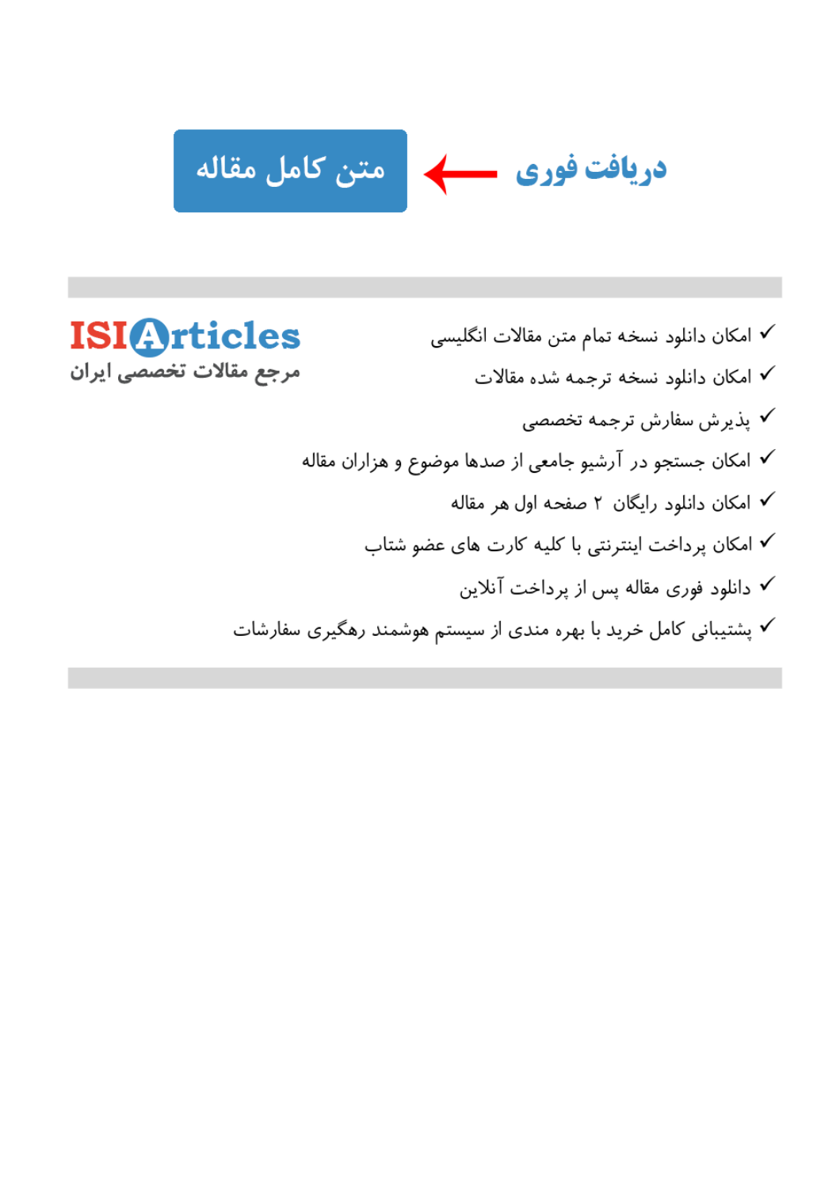دریافت فوری ← **متن کامل مقاله**

**ISIArticles**
مرجع مقالات تخصصی ایران

- ✓ امکان دانلود نسخه تمام متن مقالات انگلیسی
- ✓ امکان دانلود نسخه ترجمه شده مقالات
- ✓ پذیرش سفارش ترجمه تخصصی
- ✓ امکان جستجو در آرشیو جامعی از صدها موضوع و هزاران مقاله
- ✓ امکان دانلود رایگان ۲ صفحه اول هر مقاله
- ✓ امکان پرداخت اینترنتی با کلیه کارت های عضو شتاب
- ✓ دانلود فوری مقاله پس از پرداخت آنلاین
- ✓ پشتیبانی کامل خرید با بهره مندی از سیستم هوشمند رهگیری سفارشات